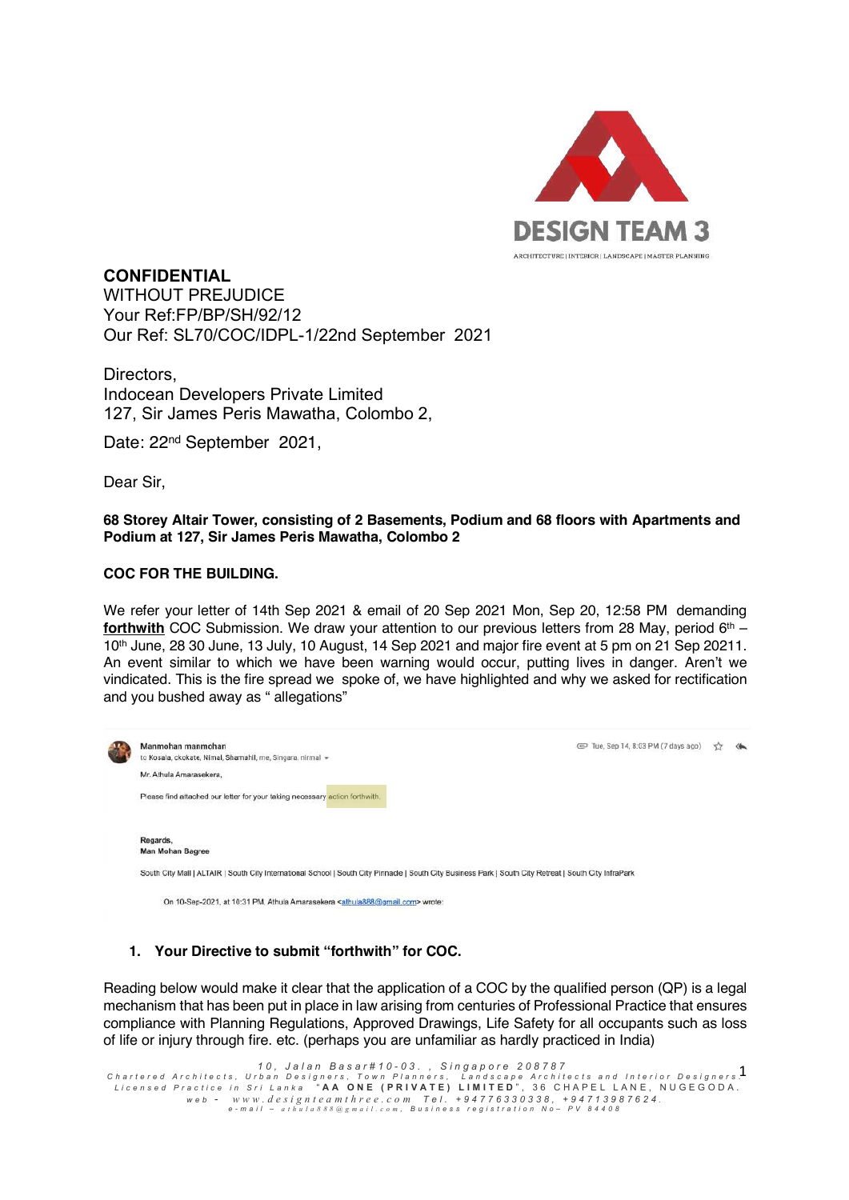DESIGN TEAM 3

ARCHITECTURE | INTERIOR | LANDSCAPE | MASTER PLANNING

**CONFIDENTIAL**
WITHOUT PREJUDICE
Your Ref:FP/BP/SH/92/12
Our Ref: SL70/COC/IDPL-1/22nd September 2021

Directors,
Indocean Developers Private Limited
127, Sir James Peris Mawatha, Colombo 2,

Date: 22nd September 2021,

Dear Sir,

**68 Storey Altair Tower, consisting of 2 Basements, Podium and 68 floors with Apartments and Podium at 127, Sir James Peris Mawatha, Colombo 2**

**COC FOR THE BUILDING.**

We refer your letter of 14th Sep 2021 & email of 20 Sep 2021 Mon, Sep 20, 12:58 PM demanding **forthwith** COC Submission. We draw your attention to our previous letters from 28 May, period 6th – 10th June, 28 30 June, 13 July, 10 August, 14 Sep 2021 and major fire event at 5 pm on 21 Sep 20211. An event similar to which we have been warning would occur, putting lives in danger. Aren't we vindicated. This is the fire spread we spoke of, we have highlighted and why we asked for rectification and you bushed away as " allegations"

Manmohan manmohan
to Kosala, ckokate, Nimal, Shamahil, me, Singara, nirmal

Tue, Sep 14, 8:03 PM (7 days ago)

Mr. Athula Amarasekera,

Please find attached our letter for your taking necessary action forthwith.

Regards,
Man Mohan Bagree

South City Mall | ALTAIR | South City International School | South City Pinnacle | South City Business Park | South City Retreat | South City InfraPark

On 10-Sep-2021, at 10:31 PM, Athula Amarasekera <athula888@gmail.com> wrote:

### 1. Your Directive to submit "forthwith" for COC.

Reading below would make it clear that the application of a COC by the qualified person (QP) is a legal mechanism that has been put in place in law arising from centuries of Professional Practice that ensures compliance with Planning Regulations, Approved Drawings, Life Safety for all occupants such as loss of life or injury through fire. etc. (perhaps you are unfamiliar as hardly practiced in India)

10, Jalan Basar#10-03. , Singapore 208787
Chartered Architects, Urban Designers, Town Planners, Landscape Architects and Interior Designers.
Licensed Practice in Sri Lanka "AA ONE (PRIVATE) LIMITED", 36 CHAPEL LANE, NUGEGODA.
web - www.designteamthree.com Tel. +94776330338, +94713987624.
e-mail – athula888@gmail.com, Business registration No– PV 84408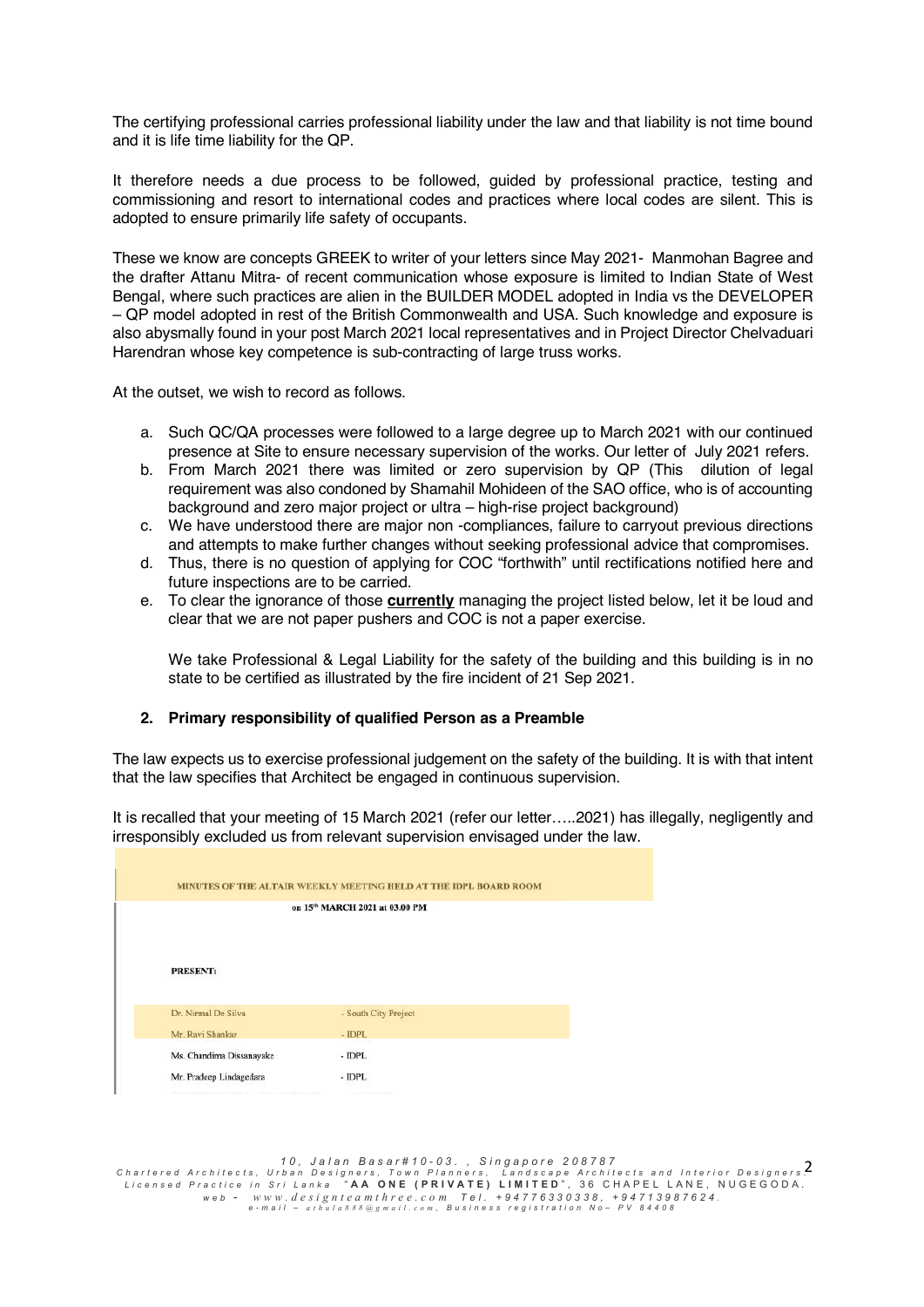The certifying professional carries professional liability under the law and that liability is not time bound and it is life time liability for the QP.

It therefore needs a due process to be followed, guided by professional practice, testing and commissioning and resort to international codes and practices where local codes are silent. This is adopted to ensure primarily life safety of occupants.

These we know are concepts GREEK to writer of your letters since May 2021- Manmohan Bagree and the drafter Attanu Mitra- of recent communication whose exposure is limited to Indian State of West Bengal, where such practices are alien in the BUILDER MODEL adopted in India vs the DEVELOPER – QP model adopted in rest of the British Commonwealth and USA. Such knowledge and exposure is also abysmally found in your post March 2021 local representatives and in Project Director Chelvaduari Harendran whose key competence is sub-contracting of large truss works.

At the outset, we wish to record as follows.

a. Such QC/QA processes were followed to a large degree up to March 2021 with our continued presence at Site to ensure necessary supervision of the works. Our letter of July 2021 refers.
b. From March 2021 there was limited or zero supervision by QP (This dilution of legal requirement was also condoned by Shamahil Mohideen of the SAO office, who is of accounting background and zero major project or ultra – high-rise project background)
c. We have understood there are major non -compliances, failure to carryout previous directions and attempts to make further changes without seeking professional advice that compromises.
d. Thus, there is no question of applying for COC "forthwith" until rectifications notified here and future inspections are to be carried.
e. To clear the ignorance of those **currently** managing the project listed below, let it be loud and clear that we are not paper pushers and COC is not a paper exercise.

   We take Professional & Legal Liability for the safety of the building and this building is in no state to be certified as illustrated by the fire incident of 21 Sep 2021.

## 2. Primary responsibility of qualified Person as a Preamble

The law expects us to exercise professional judgement on the safety of the building. It is with that intent that the law specifies that Architect be engaged in continuous supervision.

It is recalled that your meeting of 15 March 2021 (refer our letter…..2021) has illegally, negligently and irresponsibly excluded us from relevant supervision envisaged under the law.

**MINUTES OF THE ALTAIR WEEKLY MEETING HELD AT THE IDPL BOARD ROOM**

**on 15th MARCH 2021 at 03.00 PM**

**PRESENT:**

| | |
|---|---|
| Dr. Nirmal De Silva | - South City Project |
| Mr. Ravi Shankar | - IDPL |
| Ms. Chandima Dissanayake | - IDPL |
| Mr. Pradeep Lindagedara | - IDPL |

10, Jalan Basar#10-03., Singapore 208787
Chartered Architects, Urban Designers, Town Planners, Landscape Architects and Interior Designers.
Licensed Practice in Sri Lanka "**AA ONE (PRIVATE) LIMITED**", 36 CHAPEL LANE, NUGEGODA.
web - www.designteamthree.com Tel. +94776330338, +94713987624.
e-mail – athula888@gmail.com, Business registration No– PV 84408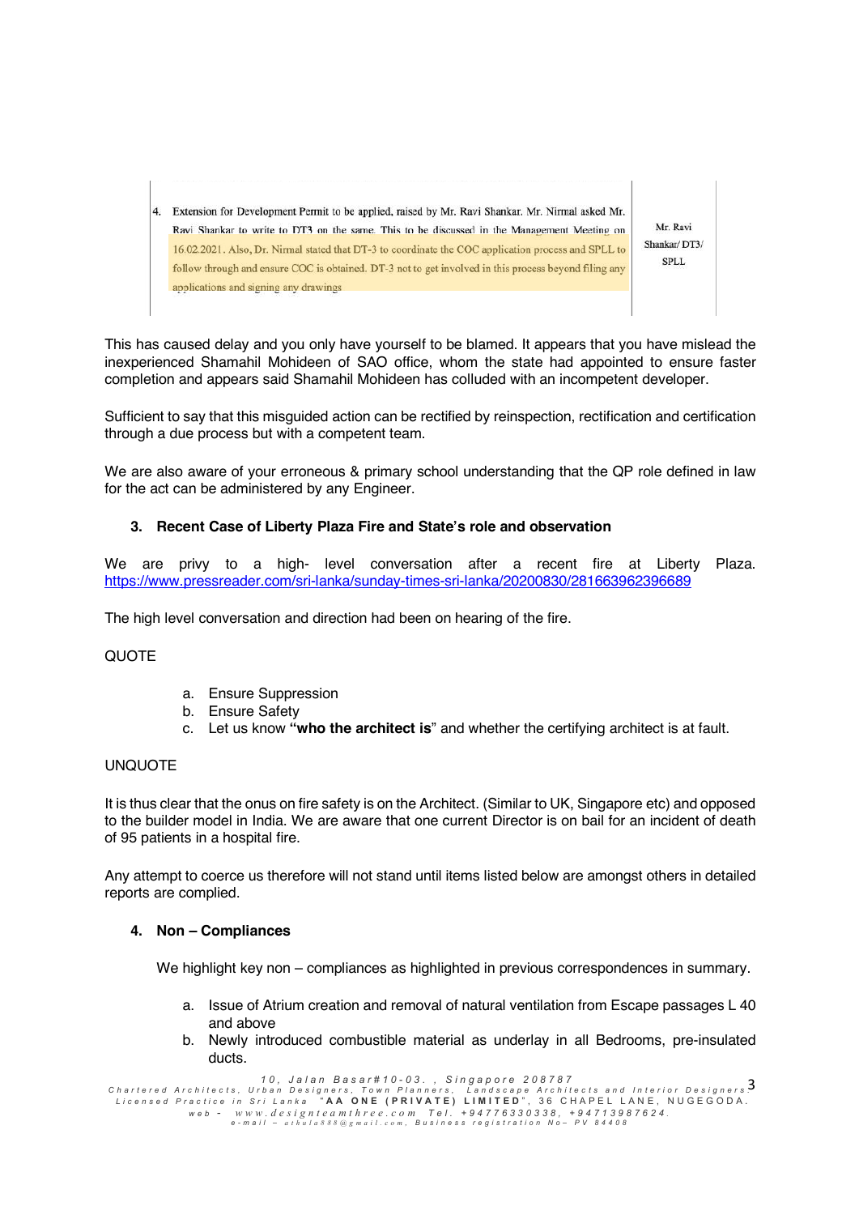| | | |
|---|---|---|
| 4. | Extension for Development Permit to be applied, raised by Mr. Ravi Shankar. Mr. Nirmal asked Mr. Ravi Shankar to write to DT3 on the same. This to be discussed in the Management Meeting on 16.02.2021. Also, Dr. Nirmal stated that DT-3 to coordinate the COC application process and SPLL to follow through and ensure COC is obtained. DT-3 not to get involved in this process beyond filing any applications and signing any drawings | Mr. Ravi Shankar/ DT3/ SPLL |

This has caused delay and you only have yourself to be blamed. It appears that you have mislead the inexperienced Shamahil Mohideen of SAO office, whom the state had appointed to ensure faster completion and appears said Shamahil Mohideen has colluded with an incompetent developer.

Sufficient to say that this misguided action can be rectified by reinspection, rectification and certification through a due process but with a competent team.

We are also aware of your erroneous & primary school understanding that the QP role defined in law for the act can be administered by any Engineer.

### 3. Recent Case of Liberty Plaza Fire and State's role and observation

We are privy to a high- level conversation after a recent fire at Liberty Plaza. https://www.pressreader.com/sri-lanka/sunday-times-sri-lanka/20200830/281663962396689

The high level conversation and direction had been on hearing of the fire.

QUOTE

a. Ensure Suppression
b. Ensure Safety
c. Let us know **"who the architect is**" and whether the certifying architect is at fault.

UNQUOTE

It is thus clear that the onus on fire safety is on the Architect. (Similar to UK, Singapore etc) and opposed to the builder model in India. We are aware that one current Director is on bail for an incident of death of 95 patients in a hospital fire.

Any attempt to coerce us therefore will not stand until items listed below are amongst others in detailed reports are complied.

### 4. Non – Compliances

We highlight key non – compliances as highlighted in previous correspondences in summary.

a. Issue of Atrium creation and removal of natural ventilation from Escape passages L 40 and above
b. Newly introduced combustible material as underlay in all Bedrooms, pre-insulated ducts.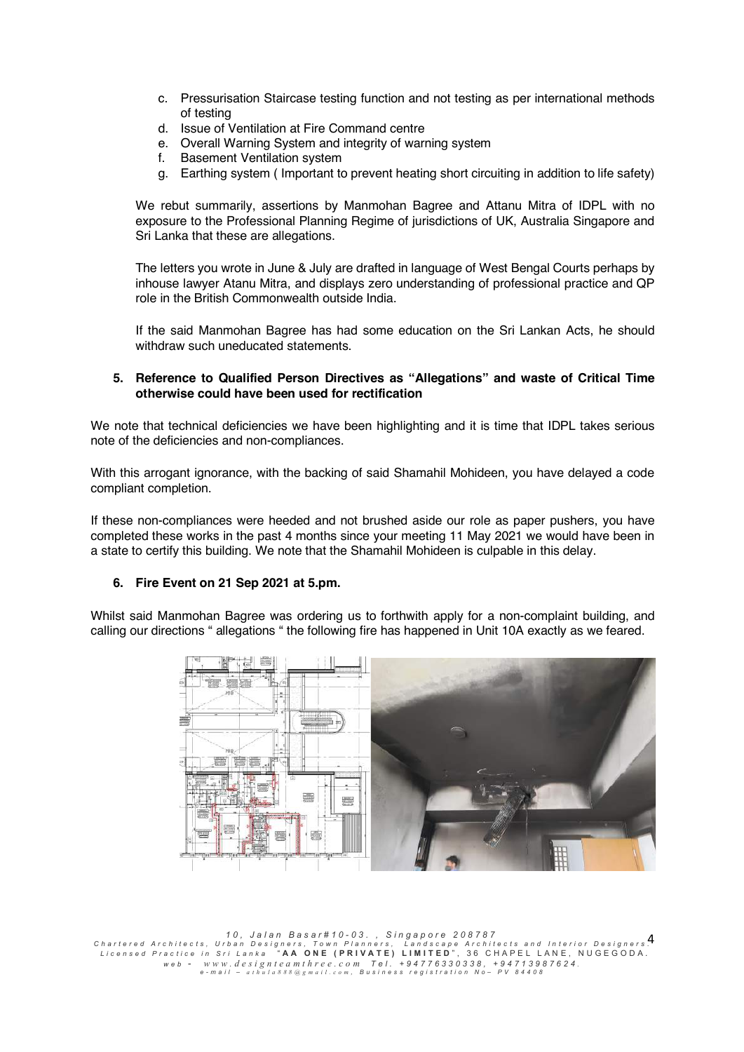c. Pressurisation Staircase testing function and not testing as per international methods of testing
d. Issue of Ventilation at Fire Command centre
e. Overall Warning System and integrity of warning system
f. Basement Ventilation system
g. Earthing system ( Important to prevent heating short circuiting in addition to life safety)

We rebut summarily, assertions by Manmohan Bagree and Attanu Mitra of IDPL with no exposure to the Professional Planning Regime of jurisdictions of UK, Australia Singapore and Sri Lanka that these are allegations.

The letters you wrote in June & July are drafted in language of West Bengal Courts perhaps by inhouse lawyer Atanu Mitra, and displays zero understanding of professional practice and QP role in the British Commonwealth outside India.

If the said Manmohan Bagree has had some education on the Sri Lankan Acts, he should withdraw such uneducated statements.

**5. Reference to Qualified Person Directives as "Allegations" and waste of Critical Time otherwise could have been used for rectification**

We note that technical deficiencies we have been highlighting and it is time that IDPL takes serious note of the deficiencies and non-compliances.

With this arrogant ignorance, with the backing of said Shamahil Mohideen, you have delayed a code compliant completion.

If these non-compliances were heeded and not brushed aside our role as paper pushers, you have completed these works in the past 4 months since your meeting 11 May 2021 we would have been in a state to certify this building. We note that the Shamahil Mohideen is culpable in this delay.

**6. Fire Event on 21 Sep 2021 at 5.pm.**

Whilst said Manmohan Bagree was ordering us to forthwith apply for a non-complaint building, and calling our directions " allegations " the following fire has happened in Unit 10A exactly as we feared.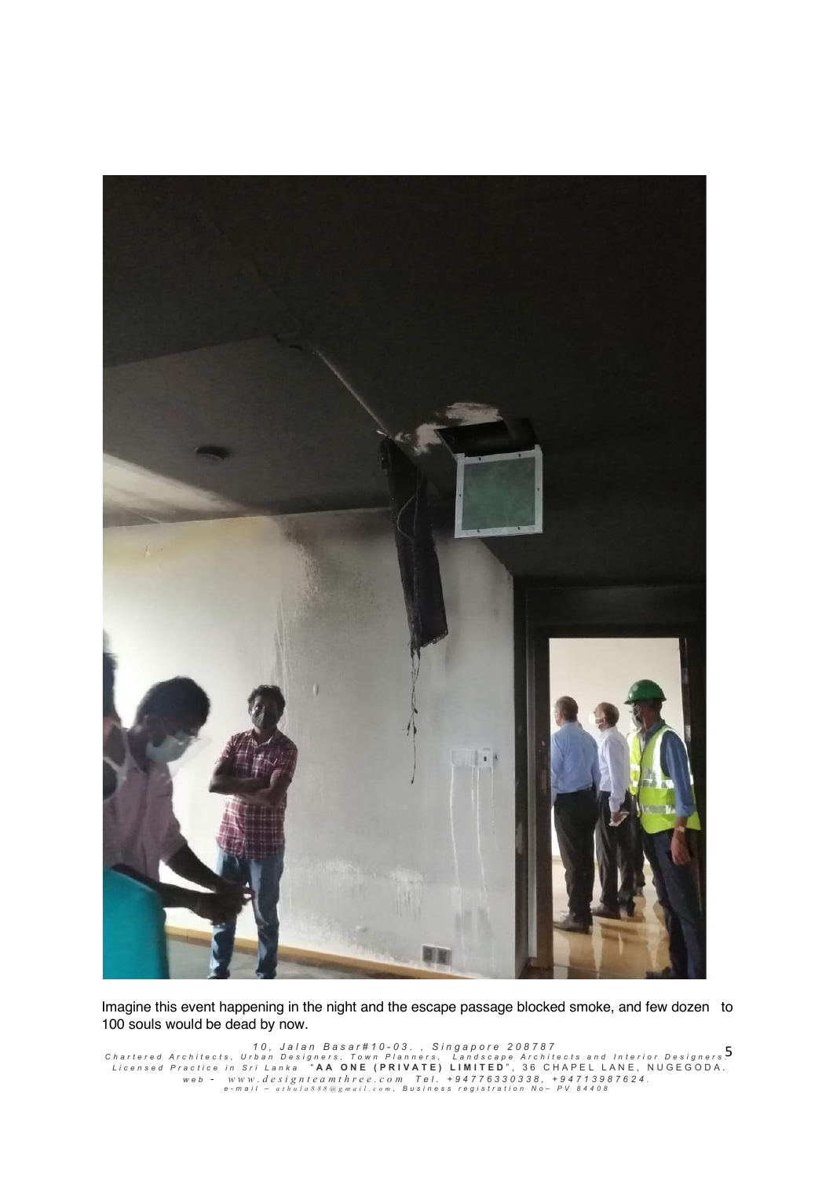Imagine this event happening in the night and the escape passage blocked smoke, and few dozen to 100 souls would be dead by now.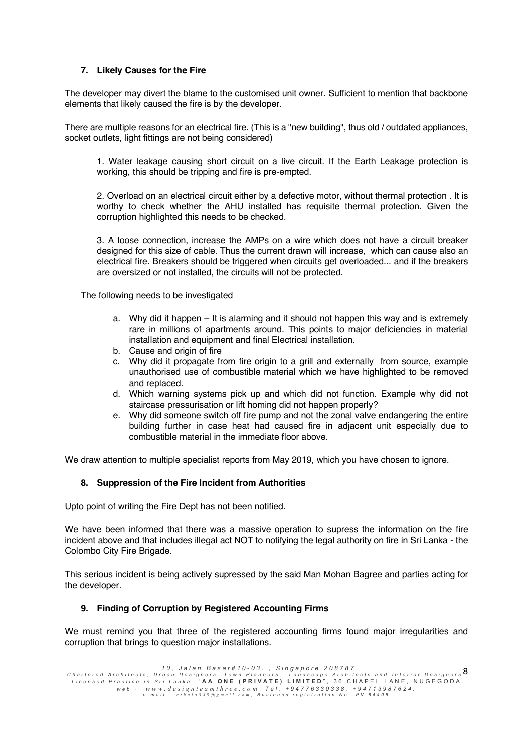## 7. Likely Causes for the Fire

The developer may divert the blame to the customised unit owner. Sufficient to mention that backbone elements that likely caused the fire is by the developer.

There are multiple reasons for an electrical fire. (This is a "new building", thus old / outdated appliances, socket outlets, light fittings are not being considered)

1. Water leakage causing short circuit on a live circuit. If the Earth Leakage protection is working, this should be tripping and fire is pre-empted.

2. Overload on an electrical circuit either by a defective motor, without thermal protection . It is worthy to check whether the AHU installed has requisite thermal protection. Given the corruption highlighted this needs to be checked.

3. A loose connection, increase the AMPs on a wire which does not have a circuit breaker designed for this size of cable. Thus the current drawn will increase, which can cause also an electrical fire. Breakers should be triggered when circuits get overloaded... and if the breakers are oversized or not installed, the circuits will not be protected.

The following needs to be investigated

a. Why did it happen – It is alarming and it should not happen this way and is extremely rare in millions of apartments around. This points to major deficiencies in material installation and equipment and final Electrical installation.
b. Cause and origin of fire
c. Why did it propagate from fire origin to a grill and externally from source, example unauthorised use of combustible material which we have highlighted to be removed and replaced.
d. Which warning systems pick up and which did not function. Example why did not staircase pressurisation or lift homing did not happen properly?
e. Why did someone switch off fire pump and not the zonal valve endangering the entire building further in case heat had caused fire in adjacent unit especially due to combustible material in the immediate floor above.

We draw attention to multiple specialist reports from May 2019, which you have chosen to ignore.

## 8. Suppression of the Fire Incident from Authorities

Upto point of writing the Fire Dept has not been notified.

We have been informed that there was a massive operation to supress the information on the fire incident above and that includes illegal act NOT to notifying the legal authority on fire in Sri Lanka - the Colombo City Fire Brigade.

This serious incident is being actively supressed by the said Man Mohan Bagree and parties acting for the developer.

## 9. Finding of Corruption by Registered Accounting Firms

We must remind you that three of the registered accounting firms found major irregularities and corruption that brings to question major installations.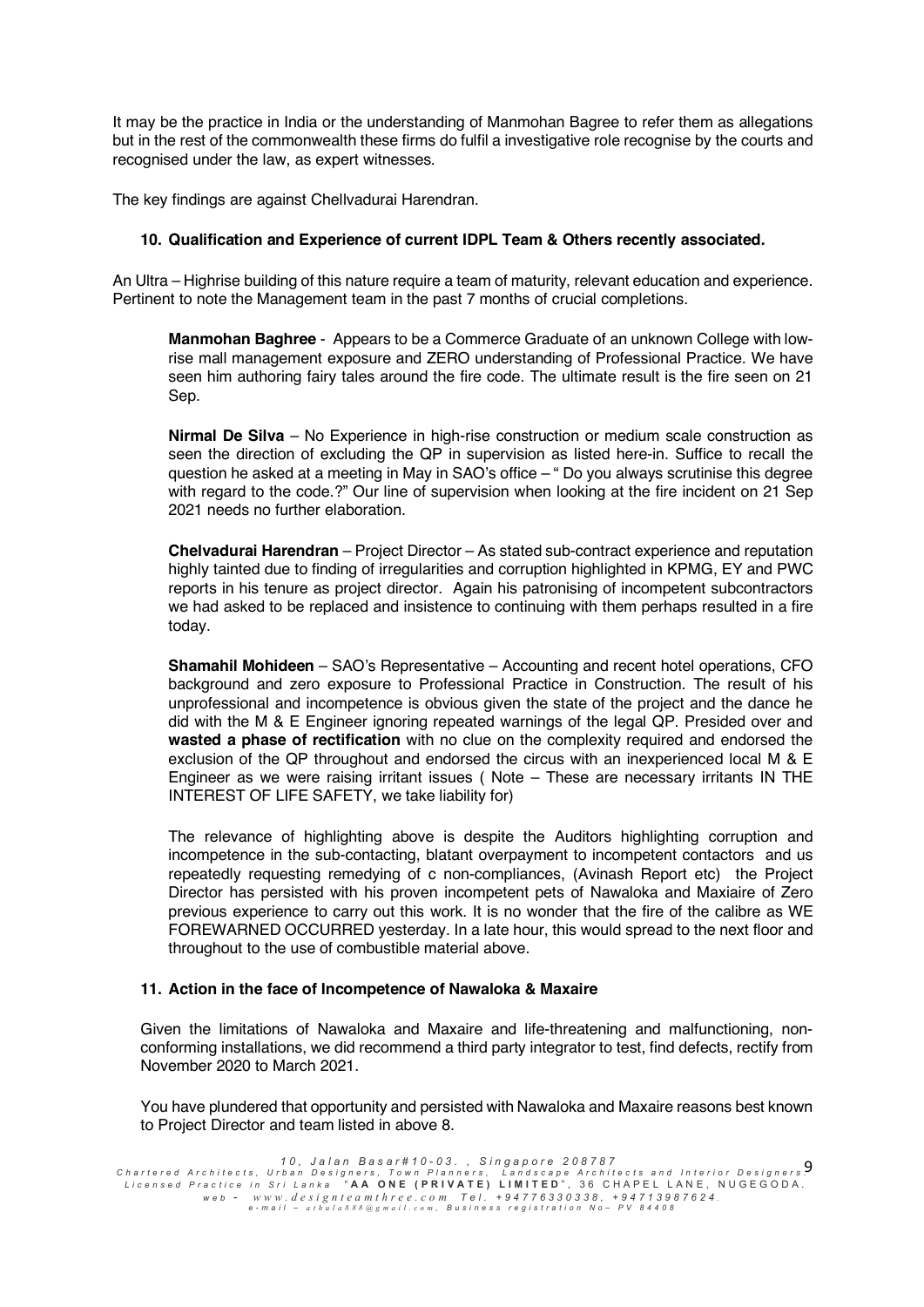It may be the practice in India or the understanding of Manmohan Bagree to refer them as allegations but in the rest of the commonwealth these firms do fulfil a investigative role recognise by the courts and recognised under the law, as expert witnesses.

The key findings are against Chellvadurai Harendran.

## 10. Qualification and Experience of current IDPL Team & Others recently associated.

An Ultra – Highrise building of this nature require a team of maturity, relevant education and experience. Pertinent to note the Management team in the past 7 months of crucial completions.

**Manmohan Baghree** - Appears to be a Commerce Graduate of an unknown College with low-rise mall management exposure and ZERO understanding of Professional Practice. We have seen him authoring fairy tales around the fire code. The ultimate result is the fire seen on 21 Sep.

**Nirmal De Silva** – No Experience in high-rise construction or medium scale construction as seen the direction of excluding the QP in supervision as listed here-in. Suffice to recall the question he asked at a meeting in May in SAO's office – " Do you always scrutinise this degree with regard to the code.?" Our line of supervision when looking at the fire incident on 21 Sep 2021 needs no further elaboration.

**Chelvadurai Harendran** – Project Director – As stated sub-contract experience and reputation highly tainted due to finding of irregularities and corruption highlighted in KPMG, EY and PWC reports in his tenure as project director. Again his patronising of incompetent subcontractors we had asked to be replaced and insistence to continuing with them perhaps resulted in a fire today.

**Shamahil Mohideen** – SAO's Representative – Accounting and recent hotel operations, CFO background and zero exposure to Professional Practice in Construction. The result of his unprofessional and incompetence is obvious given the state of the project and the dance he did with the M & E Engineer ignoring repeated warnings of the legal QP. Presided over and **wasted a phase of rectification** with no clue on the complexity required and endorsed the exclusion of the QP throughout and endorsed the circus with an inexperienced local M & E Engineer as we were raising irritant issues ( Note – These are necessary irritants IN THE INTEREST OF LIFE SAFETY, we take liability for)

The relevance of highlighting above is despite the Auditors highlighting corruption and incompetence in the sub-contacting, blatant overpayment to incompetent contactors and us repeatedly requesting remedying of c non-compliances, (Avinash Report etc) the Project Director has persisted with his proven incompetent pets of Nawaloka and Maxiaire of Zero previous experience to carry out this work. It is no wonder that the fire of the calibre as WE FOREWARNED OCCURRED yesterday. In a late hour, this would spread to the next floor and throughout to the use of combustible material above.

## 11. Action in the face of Incompetence of Nawaloka & Maxaire

Given the limitations of Nawaloka and Maxaire and life-threatening and malfunctioning, non-conforming installations, we did recommend a third party integrator to test, find defects, rectify from November 2020 to March 2021.

You have plundered that opportunity and persisted with Nawaloka and Maxaire reasons best known to Project Director and team listed in above 8.

10, Jalan Basar#10-03., Singapore 208787
Chartered Architects, Urban Designers, Town Planners, Landscape Architects and Interior Designers.
Licensed Practice in Sri Lanka "**AA ONE (PRIVATE) LIMITED**", 36 CHAPEL LANE, NUGEGODA.
web - www.designteamthree.com Tel. +94776330338, +94713987624.
e-mail – athula888@gmail.com, Business registration No– PV 84408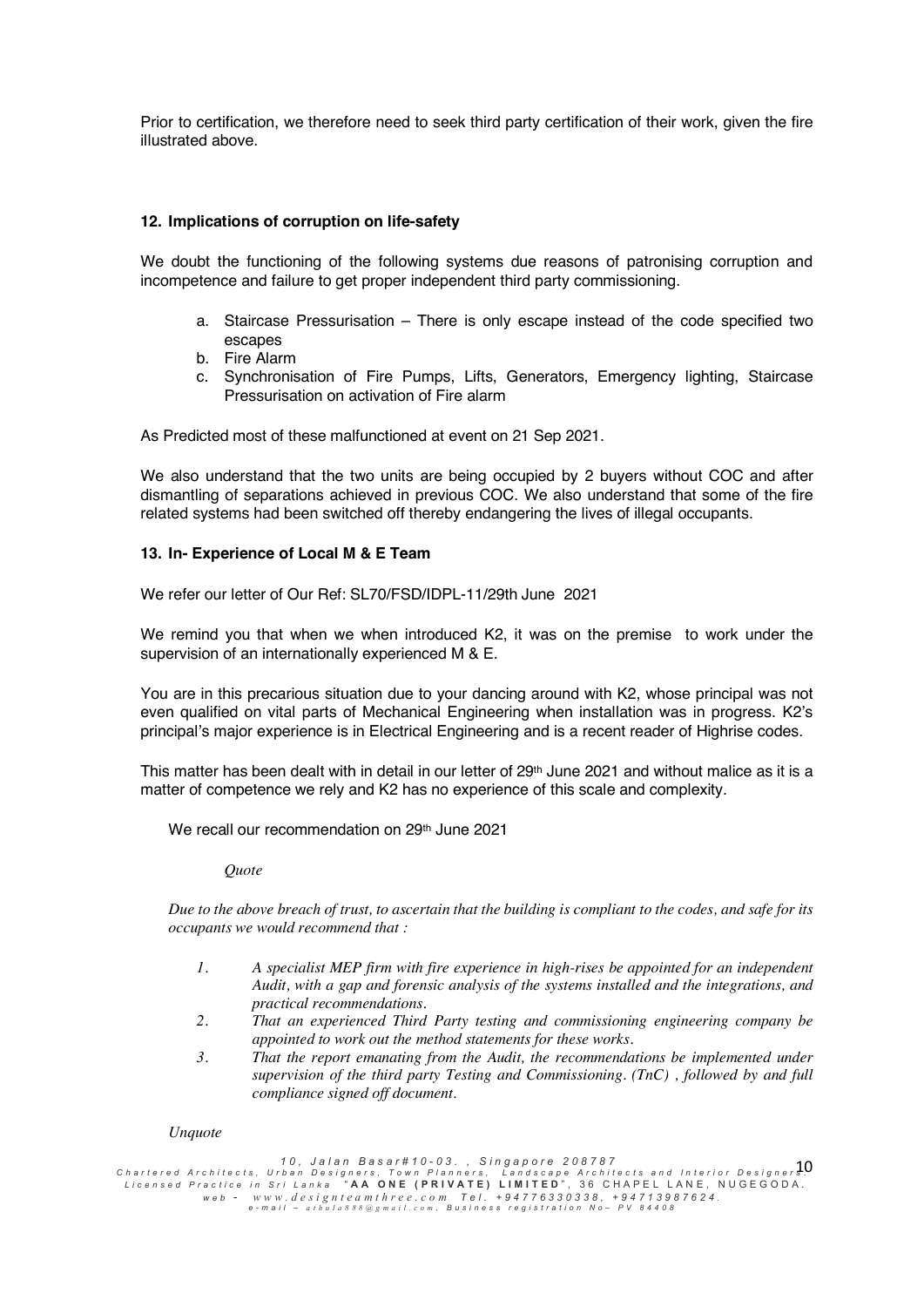Prior to certification, we therefore need to seek third party certification of their work, given the fire illustrated above.

### 12. Implications of corruption on life-safety

We doubt the functioning of the following systems due reasons of patronising corruption and incompetence and failure to get proper independent third party commissioning.

a. Staircase Pressurisation – There is only escape instead of the code specified two escapes
b. Fire Alarm
c. Synchronisation of Fire Pumps, Lifts, Generators, Emergency lighting, Staircase Pressurisation on activation of Fire alarm

As Predicted most of these malfunctioned at event on 21 Sep 2021.

We also understand that the two units are being occupied by 2 buyers without COC and after dismantling of separations achieved in previous COC. We also understand that some of the fire related systems had been switched off thereby endangering the lives of illegal occupants.

### 13. In- Experience of Local M & E Team

We refer our letter of Our Ref: SL70/FSD/IDPL-11/29th June 2021

We remind you that when we when introduced K2, it was on the premise to work under the supervision of an internationally experienced M & E.

You are in this precarious situation due to your dancing around with K2, whose principal was not even qualified on vital parts of Mechanical Engineering when installation was in progress. K2's principal's major experience is in Electrical Engineering and is a recent reader of Highrise codes.

This matter has been dealt with in detail in our letter of 29th June 2021 and without malice as it is a matter of competence we rely and K2 has no experience of this scale and complexity.

We recall our recommendation on 29th June 2021

*Quote*

*Due to the above breach of trust, to ascertain that the building is compliant to the codes, and safe for its occupants we would recommend that :*

1. *A specialist MEP firm with fire experience in high-rises be appointed for an independent Audit, with a gap and forensic analysis of the systems installed and the integrations, and practical recommendations.*
2. *That an experienced Third Party testing and commissioning engineering company be appointed to work out the method statements for these works.*
3. *That the report emanating from the Audit, the recommendations be implemented under supervision of the third party Testing and Commissioning. (TnC) , followed by and full compliance signed off document.*

*Unquote*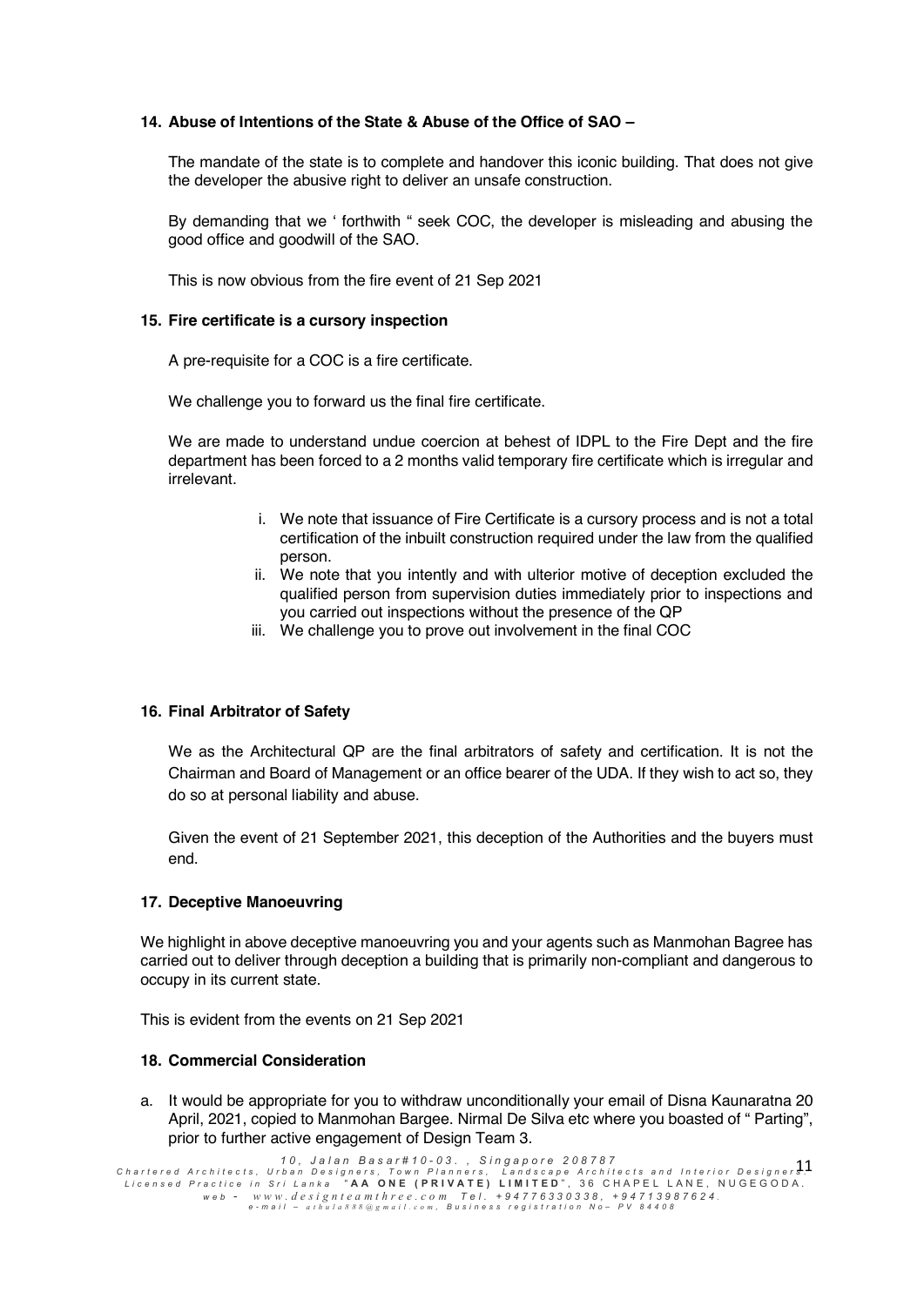**14. Abuse of Intentions of the State & Abuse of the Office of SAO –**

The mandate of the state is to complete and handover this iconic building. That does not give the developer the abusive right to deliver an unsafe construction.

By demanding that we ' forthwith " seek COC, the developer is misleading and abusing the good office and goodwill of the SAO.

This is now obvious from the fire event of 21 Sep 2021

**15. Fire certificate is a cursory inspection**

A pre-requisite for a COC is a fire certificate.

We challenge you to forward us the final fire certificate.

We are made to understand undue coercion at behest of IDPL to the Fire Dept and the fire department has been forced to a 2 months valid temporary fire certificate which is irregular and irrelevant.

i. We note that issuance of Fire Certificate is a cursory process and is not a total certification of the inbuilt construction required under the law from the qualified person.

ii. We note that you intently and with ulterior motive of deception excluded the qualified person from supervision duties immediately prior to inspections and you carried out inspections without the presence of the QP

iii. We challenge you to prove out involvement in the final COC

**16. Final Arbitrator of Safety**

We as the Architectural QP are the final arbitrators of safety and certification. It is not the Chairman and Board of Management or an office bearer of the UDA. If they wish to act so, they do so at personal liability and abuse.

Given the event of 21 September 2021, this deception of the Authorities and the buyers must end.

**17. Deceptive Manoeuvring**

We highlight in above deceptive manoeuvring you and your agents such as Manmohan Bagree has carried out to deliver through deception a building that is primarily non-compliant and dangerous to occupy in its current state.

This is evident from the events on 21 Sep 2021

**18. Commercial Consideration**

a. It would be appropriate for you to withdraw unconditionally your email of Disna Kaunaratna 20 April, 2021, copied to Manmohan Bargee. Nirmal De Silva etc where you boasted of " Parting", prior to further active engagement of Design Team 3.

10, Jalan Basar#10-03., Singapore 208787
Chartered Architects, Urban Designers, Town Planners, Landscape Architects and Interior Designers.
Licensed Practice in Sri Lanka "**AA ONE (PRIVATE) LIMITED**", 36 CHAPEL LANE, NUGEGODA.
web - www.designteamthree.com Tel. +94776330338, +94713987624.
e-mail – athula888@gmail.com, Business registration No– PV 84408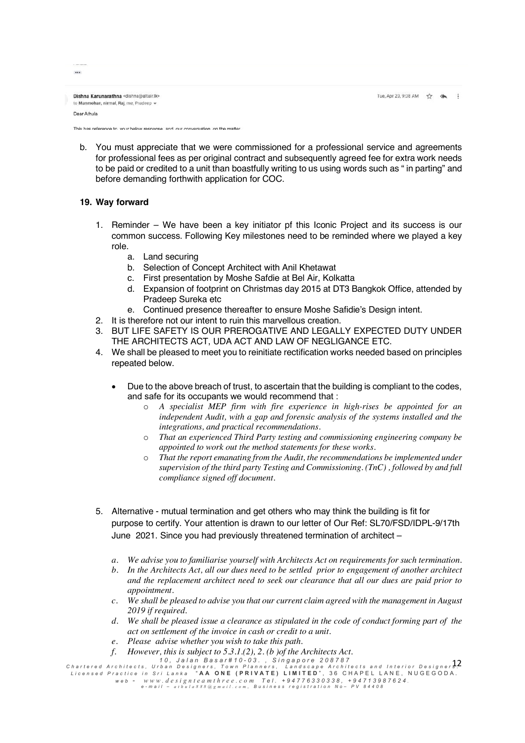Dishna Karunarathna <dishna@aitair.lk>
to Manmohan, nirmal, Raj, me, Pradeep

Tue, Apr 20, 9:08 AM

Dear Athula

This has reference to your below response and our conversation on the matter

b. You must appreciate that we were commissioned for a professional service and agreements for professional fees as per original contract and subsequently agreed fee for extra work needs to be paid or credited to a unit than boastfully writing to us using words such as " in parting" and before demanding forthwith application for COC.

**19. Way forward**

1. Reminder – We have been a key initiator pf this Iconic Project and its success is our common success. Following Key milestones need to be reminded where we played a key role.
   a. Land securing
   b. Selection of Concept Architect with Anil Khetawat
   c. First presentation by Moshe Safdie at Bel Air, Kolkatta
   d. Expansion of footprint on Christmas day 2015 at DT3 Bangkok Office, attended by Pradeep Sureka etc
   e. Continued presence thereafter to ensure Moshe Safidie's Design intent.
2. It is therefore not our intent to ruin this marvellous creation.
3. BUT LIFE SAFETY IS OUR PREROGATIVE AND LEGALLY EXPECTED DUTY UNDER THE ARCHITECTS ACT, UDA ACT AND LAW OF NEGLIGANCE ETC.
4. We shall be pleased to meet you to reinitiate rectification works needed based on principles repeated below.
   - Due to the above breach of trust, to ascertain that the building is compliant to the codes, and safe for its occupants we would recommend that :
     - *A specialist MEP firm with fire experience in high-rises be appointed for an independent Audit, with a gap and forensic analysis of the systems installed and the integrations, and practical recommendations.*
     - *That an experienced Third Party testing and commissioning engineering company be appointed to work out the method statements for these works.*
     - *That the report emanating from the Audit, the recommendations be implemented under supervision of the third party Testing and Commissioning. (TnC) , followed by and full compliance signed off document.*
5. Alternative - mutual termination and get others who may think the building is fit for purpose to certify. Your attention is drawn to our letter of Our Ref: SL70/FSD/IDPL-9/17th June 2021. Since you had previously threatened termination of architect –
   *a. We advise you to familiarise yourself with Architects Act on requirements for such termination.*
   *b. In the Architects Act, all our dues need to be settled prior to engagement of another architect and the replacement architect need to seek our clearance that all our dues are paid prior to appointment.*
   *c. We shall be pleased to advise you that our current claim agreed with the management in August 2019 if required.*
   *d. We shall be pleased issue a clearance as stipulated in the code of conduct forming part of the act on settlement of the invoice in cash or credit to a unit.*
   *e. Please advise whether you wish to take this path.*
   *f. However, this is subject to 5.3.1.(2), 2. (b )of the Architects Act.*

*10, Jalan Basar#10-03., Singapore 208787*
*Chartered Architects, Urban Designers, Town Planners, Landscape Architects and Interior Designers.*
*Licensed Practice in Sri Lanka* "**AA ONE (PRIVATE) LIMITED**", 36 CHAPEL LANE, NUGEGODA.
*web - www.designteamthree.com Tel. +94776330338, +94713987624.*
*e-mail – athula888@gmail.com, Business registration No– PV 84408*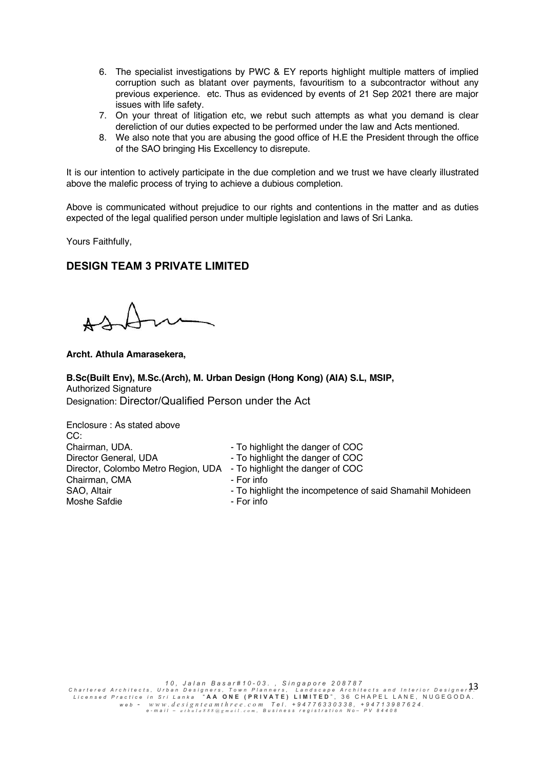6. The specialist investigations by PWC & EY reports highlight multiple matters of implied corruption such as blatant over payments, favouritism to a subcontractor without any previous experience. etc. Thus as evidenced by events of 21 Sep 2021 there are major issues with life safety.
7. On your threat of litigation etc, we rebut such attempts as what you demand is clear dereliction of our duties expected to be performed under the law and Acts mentioned.
8. We also note that you are abusing the good office of H.E the President through the office of the SAO bringing His Excellency to disrepute.

It is our intention to actively participate in the due completion and we trust we have clearly illustrated above the malefic process of trying to achieve a dubious completion.

Above is communicated without prejudice to our rights and contentions in the matter and as duties expected of the legal qualified person under multiple legislation and laws of Sri Lanka.

Yours Faithfully,

## DESIGN TEAM 3 PRIVATE LIMITED

**Archt. Athula Amarasekera,**

**B.Sc(Built Env), M.Sc.(Arch), M. Urban Design (Hong Kong) (AIA) S.L, MSIP,**
Authorized Signature
Designation: Director/Qualified Person under the Act

Enclosure : As stated above
CC:

| | |
|---|---|
| Chairman, UDA. | - To highlight the danger of COC |
| Director General, UDA | - To highlight the danger of COC |
| Director, Colombo Metro Region, UDA | - To highlight the danger of COC |
| Chairman, CMA | - For info |
| SAO, Altair | - To highlight the incompetence of said Shamahil Mohideen |
| Moshe Safdie | - For info |

*10, Jalan Basar#10-03. , Singapore 208787*
*Chartered Architects, Urban Designers, Town Planners, Landscape Architects and Interior Designers.*
*Licensed Practice in Sri Lanka* "**AA ONE (PRIVATE) LIMITED**", 36 CHAPEL LANE, NUGEGODA.
*web - www.designteamthree.com Tel. +94776330338, +94713987624.*
*e-mail – athula888@gmail.com, Business registration No– PV 84408*